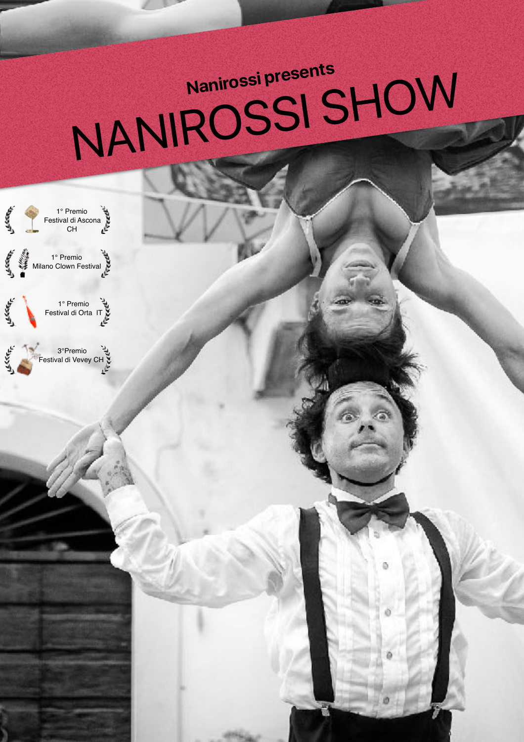**Nanirossi presents**

# NANIROSSI SHOW

1° Premio
Festival di Ascona
CH

1° Premio
Milano Clown Festival

1° Premio
Festival di Orta IT

3°Premio
Festival di Vevey CH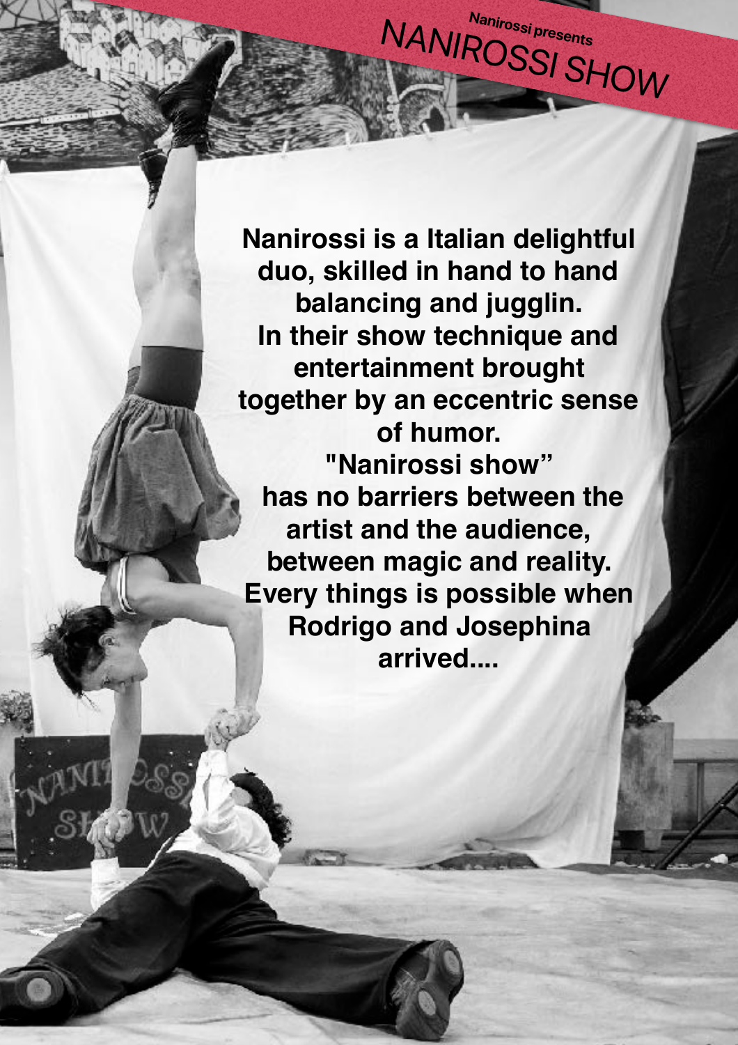Nanirossi presents

# NANIROSSI SHOW

**Nanirossi is a Italian delightful duo, skilled in hand to hand balancing and jugglin.**
**In their show technique and entertainment brought together by an eccentric sense of humor.**
**"Nanirossi show" has no barriers between the artist and the audience, between magic and reality.**
**Every things is possible when Rodrigo and Josephina arrived....**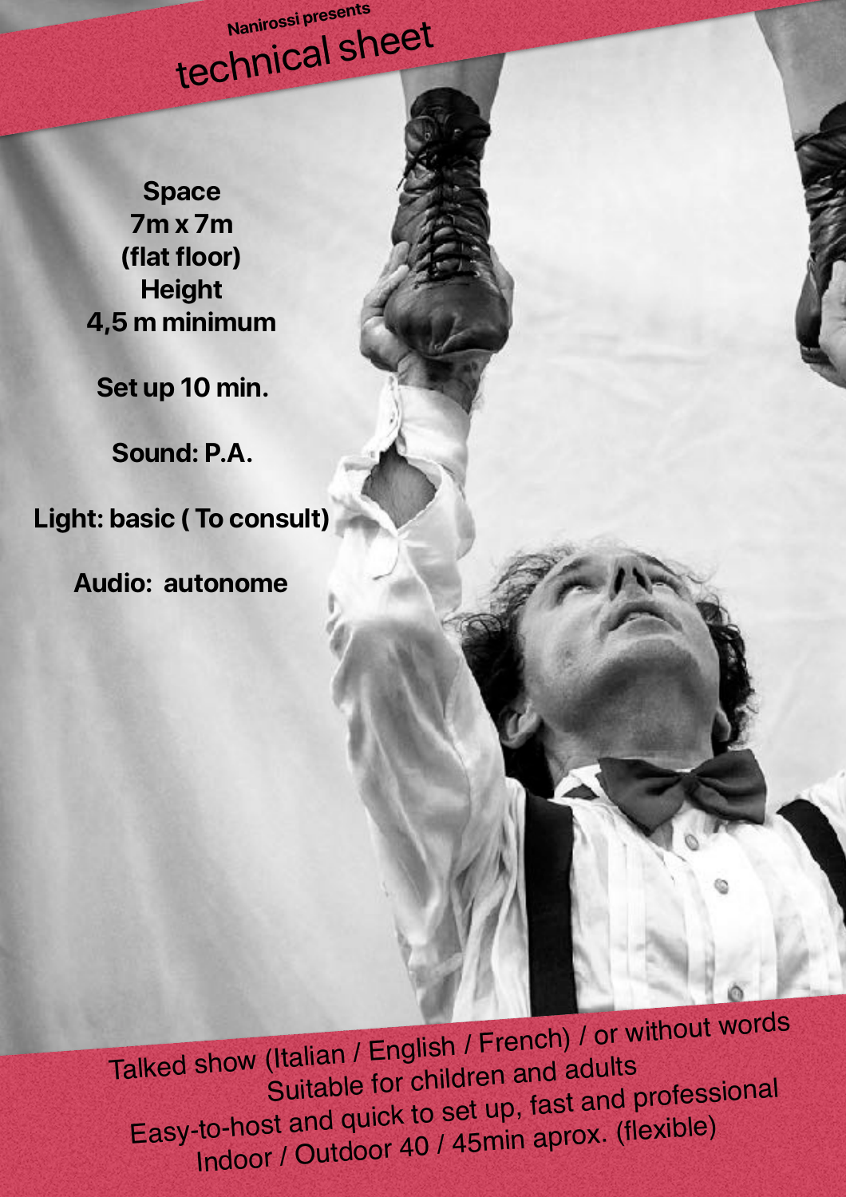Nanirossi presents

# technical sheet

**Space**
**7m x 7m**
**(flat floor)**
**Height**
**4,5 m minimum**

**Set up 10 min.**

**Sound: P.A.**

**Light: basic ( To consult)**

**Audio: autonome**

Talked show (Italian / English / French) / or without words
Suitable for children and adults
Easy-to-host and quick to set up, fast and professional
Indoor / Outdoor 40 / 45min aprox. (flexible)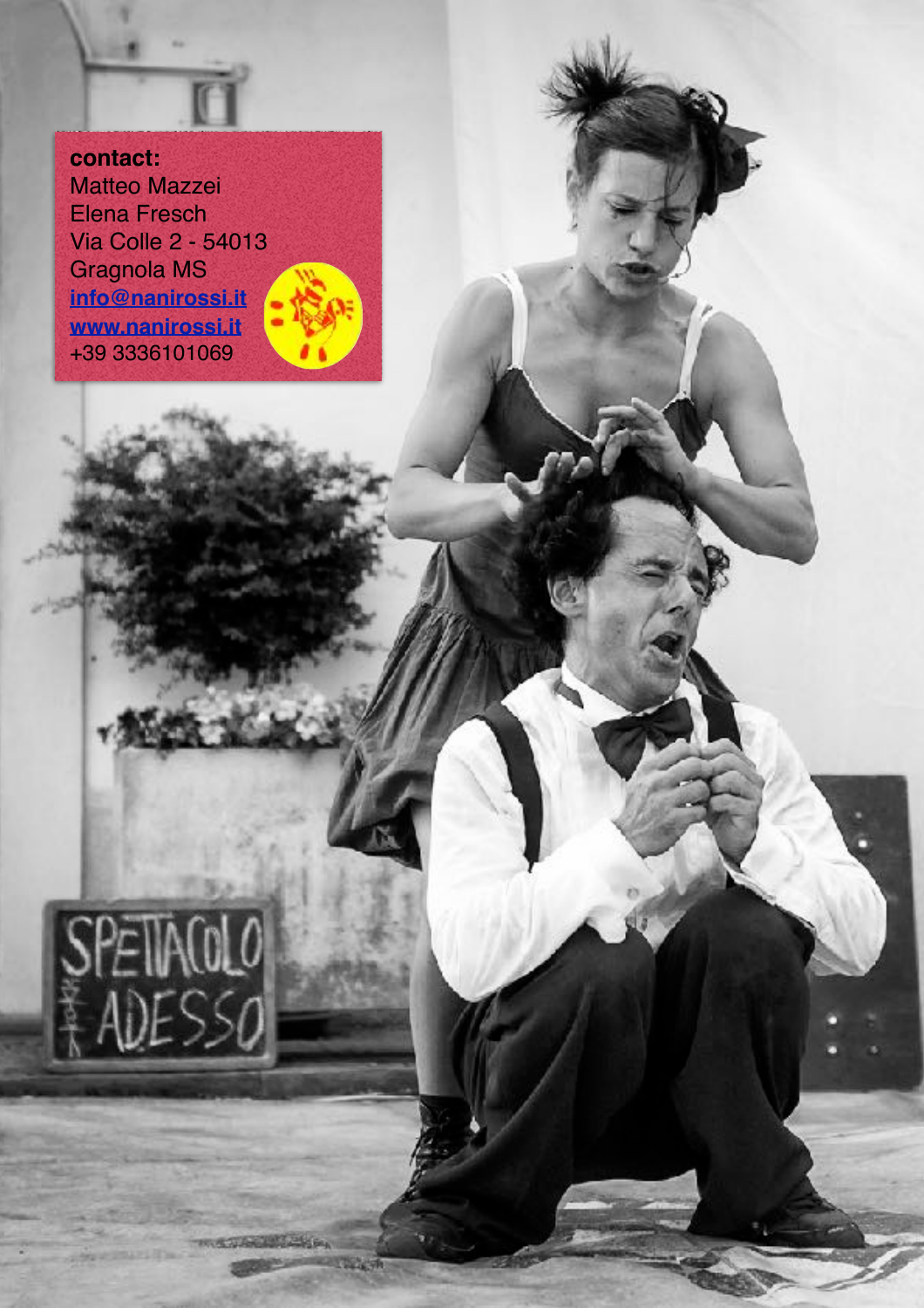**contact:**
Matteo Mazzei
Elena Fresch
Via Colle 2 - 54013
Gragnola MS
[info@nanirossi.it](mailto:info@nanirossi.it)
[www.nanirossi.it](http://www.nanirossi.it)
+39 3336101069